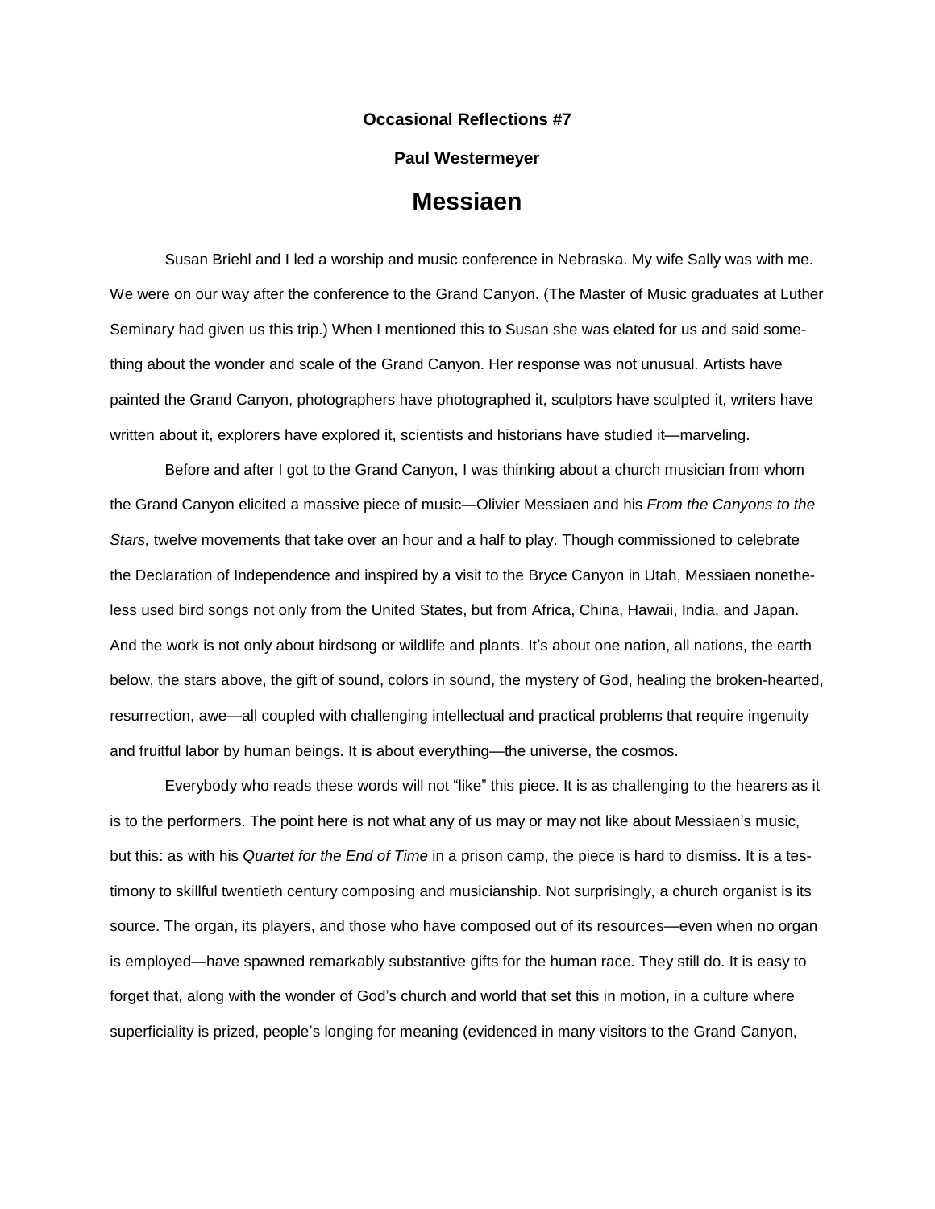**Occasional Reflections #7**

**Paul Westermeyer**

# Messiaen

Susan Briehl and I led a worship and music conference in Nebraska. My wife Sally was with me. We were on our way after the conference to the Grand Canyon. (The Master of Music graduates at Luther Seminary had given us this trip.) When I mentioned this to Susan she was elated for us and said something about the wonder and scale of the Grand Canyon. Her response was not unusual. Artists have painted the Grand Canyon, photographers have photographed it, sculptors have sculpted it, writers have written about it, explorers have explored it, scientists and historians have studied it—marveling.

Before and after I got to the Grand Canyon, I was thinking about a church musician from whom the Grand Canyon elicited a massive piece of music—Olivier Messiaen and his *From the Canyons to the Stars,* twelve movements that take over an hour and a half to play. Though commissioned to celebrate the Declaration of Independence and inspired by a visit to the Bryce Canyon in Utah, Messiaen nonetheless used bird songs not only from the United States, but from Africa, China, Hawaii, India, and Japan. And the work is not only about birdsong or wildlife and plants. It's about one nation, all nations, the earth below, the stars above, the gift of sound, colors in sound, the mystery of God, healing the broken-hearted, resurrection, awe—all coupled with challenging intellectual and practical problems that require ingenuity and fruitful labor by human beings. It is about everything—the universe, the cosmos.

Everybody who reads these words will not "like" this piece. It is as challenging to the hearers as it is to the performers. The point here is not what any of us may or may not like about Messiaen's music, but this: as with his *Quartet for the End of Time* in a prison camp, the piece is hard to dismiss. It is a testimony to skillful twentieth century composing and musicianship. Not surprisingly, a church organist is its source. The organ, its players, and those who have composed out of its resources—even when no organ is employed—have spawned remarkably substantive gifts for the human race. They still do. It is easy to forget that, along with the wonder of God's church and world that set this in motion, in a culture where superficiality is prized, people's longing for meaning (evidenced in many visitors to the Grand Canyon,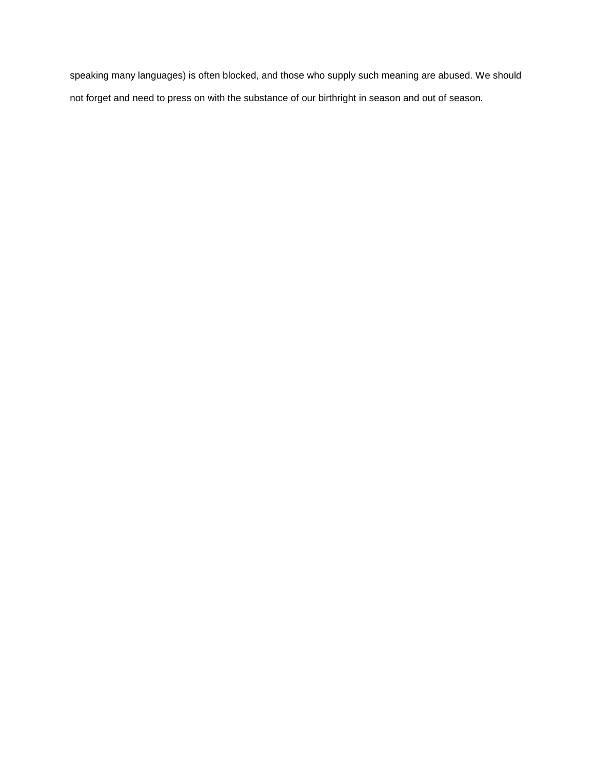speaking many languages) is often blocked, and those who supply such meaning are abused. We should not forget and need to press on with the substance of our birthright in season and out of season.